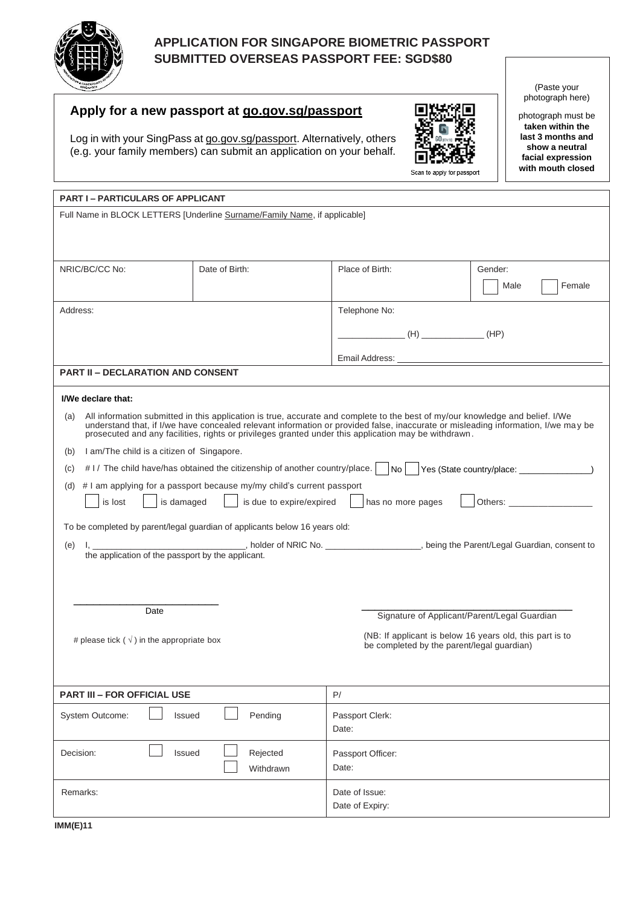# APPLICATION FOR SINGAPORE BIOMETRIC PASSPORT
## SUBMITTED OVERSEAS PASSPORT FEE: SGD$80

(Paste your photograph here)

photograph must be **taken within the last 3 months and show a neutral facial expression with mouth closed**

## Apply for a new passport at go.gov.sg/passport

Log in with your SingPass at go.gov.sg/passport. Alternatively, others (e.g. your family members) can submit an application on your behalf.

Scan to apply for passport

| **PART I – PARTICULARS OF APPLICANT** | | | |
|---|---|---|---|
| Full Name in BLOCK LETTERS [Underline Surname/Family Name, if applicable] | | | |
| NRIC/BC/CC No: | Date of Birth: | Place of Birth: | Gender: ☐ Male ☐ Female |
| Address: | | Telephone No: _____________ (H) _____________ (HP) Email Address: ______________ | |

**PART II – DECLARATION AND CONSENT**

**I/We declare that:**

(a) All information submitted in this application is true, accurate and complete to the best of my/our knowledge and belief. I/We understand that, if I/we have concealed relevant information or provided false, inaccurate or misleading information, I/we may be prosecuted and any facilities, rights or privileges granted under this application may be withdrawn.

(b) I am/The child is a citizen of Singapore.

(c) # I / The child have/has obtained the citizenship of another country/place. ☐ No ☐ Yes (State country/place: ______________)

(d) # I am applying for a passport because my/my child's current passport

☐ is lost ☐ is damaged ☐ is due to expire/expired ☐ has no more pages ☐ Others: ________________

To be completed by parent/legal guardian of applicants below 16 years old:

(e) I, ______________________________, holder of NRIC No. ___________________, being the Parent/Legal Guardian, consent to the application of the passport by the applicant.

___________________________
Date

___________________________
Signature of Applicant/Parent/Legal Guardian

# please tick ( √ ) in the appropriate box

(NB: If applicant is below 16 years old, this part is to be completed by the parent/legal guardian)

| **PART III – FOR OFFICIAL USE** | P/ |
|---|---|
| System Outcome: ☐ Issued ☐ Pending | Passport Clerk: Date: |
| Decision: ☐ Issued ☐ Rejected ☐ Withdrawn | Passport Officer: Date: |
| Remarks: | Date of Issue: Date of Expiry: |

**IMM(E)11**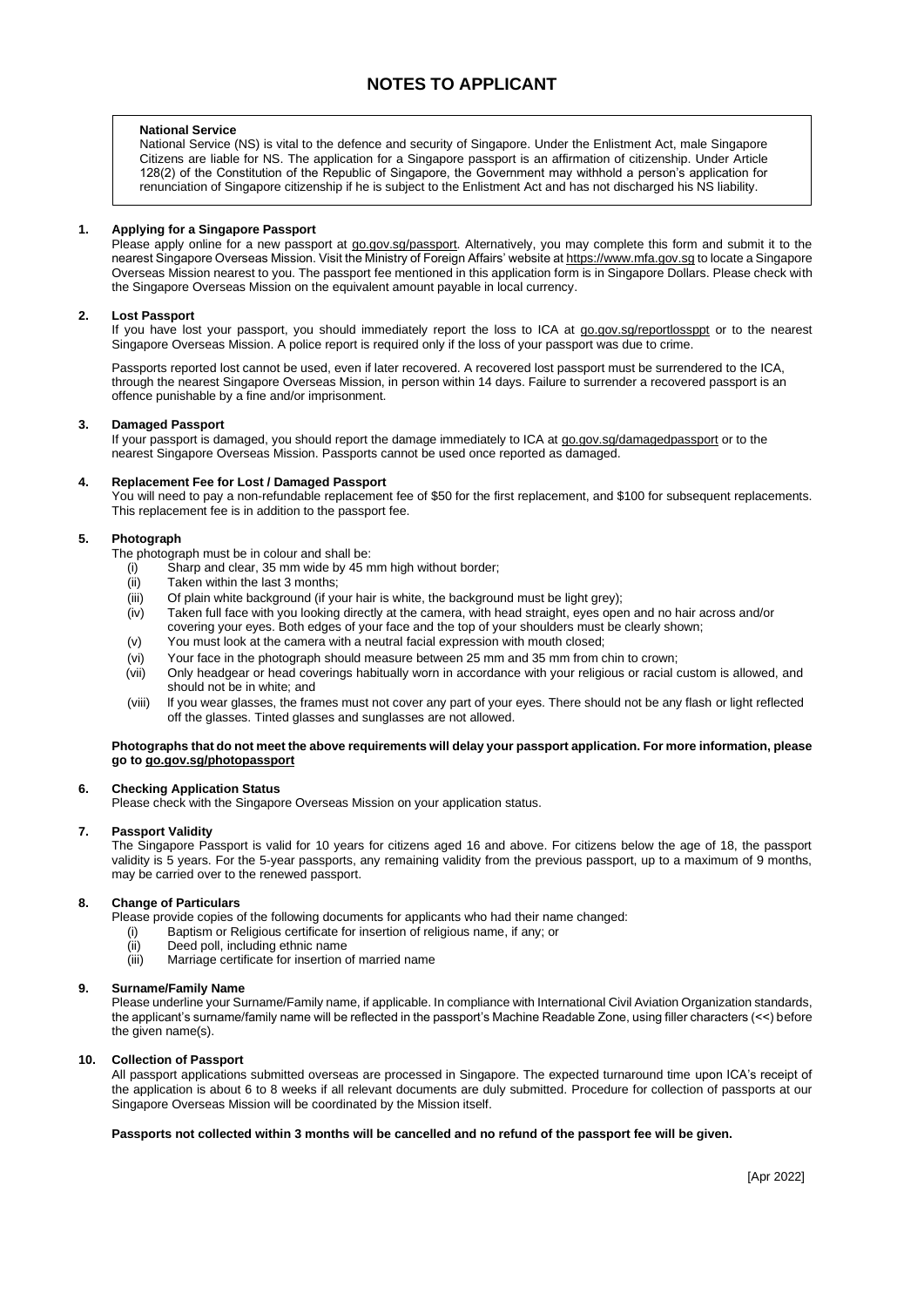# NOTES TO APPLICANT

**National Service**

National Service (NS) is vital to the defence and security of Singapore. Under the Enlistment Act, male Singapore Citizens are liable for NS. The application for a Singapore passport is an affirmation of citizenship. Under Article 128(2) of the Constitution of the Republic of Singapore, the Government may withhold a person's application for renunciation of Singapore citizenship if he is subject to the Enlistment Act and has not discharged his NS liability.

**1. Applying for a Singapore Passport**

Please apply online for a new passport at go.gov.sg/passport. Alternatively, you may complete this form and submit it to the nearest Singapore Overseas Mission. Visit the Ministry of Foreign Affairs' website at https://www.mfa.gov.sg to locate a Singapore Overseas Mission nearest to you. The passport fee mentioned in this application form is in Singapore Dollars. Please check with the Singapore Overseas Mission on the equivalent amount payable in local currency.

**2. Lost Passport**

If you have lost your passport, you should immediately report the loss to ICA at go.gov.sg/reportlossppt or to the nearest Singapore Overseas Mission. A police report is required only if the loss of your passport was due to crime.

Passports reported lost cannot be used, even if later recovered. A recovered lost passport must be surrendered to the ICA, through the nearest Singapore Overseas Mission, in person within 14 days. Failure to surrender a recovered passport is an offence punishable by a fine and/or imprisonment.

**3. Damaged Passport**

If your passport is damaged, you should report the damage immediately to ICA at go.gov.sg/damagedpassport or to the nearest Singapore Overseas Mission. Passports cannot be used once reported as damaged.

**4. Replacement Fee for Lost / Damaged Passport**

You will need to pay a non-refundable replacement fee of $50 for the first replacement, and $100 for subsequent replacements. This replacement fee is in addition to the passport fee.

**5. Photograph**

The photograph must be in colour and shall be:

- (i) Sharp and clear, 35 mm wide by 45 mm high without border;
- (ii) Taken within the last 3 months;
- (iii) Of plain white background (if your hair is white, the background must be light grey);
- (iv) Taken full face with you looking directly at the camera, with head straight, eyes open and no hair across and/or covering your eyes. Both edges of your face and the top of your shoulders must be clearly shown;
- (v) You must look at the camera with a neutral facial expression with mouth closed;
- (vi) Your face in the photograph should measure between 25 mm and 35 mm from chin to crown;
- (vii) Only headgear or head coverings habitually worn in accordance with your religious or racial custom is allowed, and should not be in white; and
- (viii) If you wear glasses, the frames must not cover any part of your eyes. There should not be any flash or light reflected off the glasses. Tinted glasses and sunglasses are not allowed.

**Photographs that do not meet the above requirements will delay your passport application. For more information, please go to go.gov.sg/photopassport**

**6. Checking Application Status**

Please check with the Singapore Overseas Mission on your application status.

**7. Passport Validity**

The Singapore Passport is valid for 10 years for citizens aged 16 and above. For citizens below the age of 18, the passport validity is 5 years. For the 5-year passports, any remaining validity from the previous passport, up to a maximum of 9 months, may be carried over to the renewed passport.

**8. Change of Particulars**

Please provide copies of the following documents for applicants who had their name changed:

- (i) Baptism or Religious certificate for insertion of religious name, if any; or
- (ii) Deed poll, including ethnic name
- (iii) Marriage certificate for insertion of married name

**9. Surname/Family Name**

Please underline your Surname/Family name, if applicable. In compliance with International Civil Aviation Organization standards, the applicant's surname/family name will be reflected in the passport's Machine Readable Zone, using filler characters (<<) before the given name(s).

**10. Collection of Passport**

All passport applications submitted overseas are processed in Singapore. The expected turnaround time upon ICA's receipt of the application is about 6 to 8 weeks if all relevant documents are duly submitted. Procedure for collection of passports at our Singapore Overseas Mission will be coordinated by the Mission itself.

**Passports not collected within 3 months will be cancelled and no refund of the passport fee will be given.**

[Apr 2022]